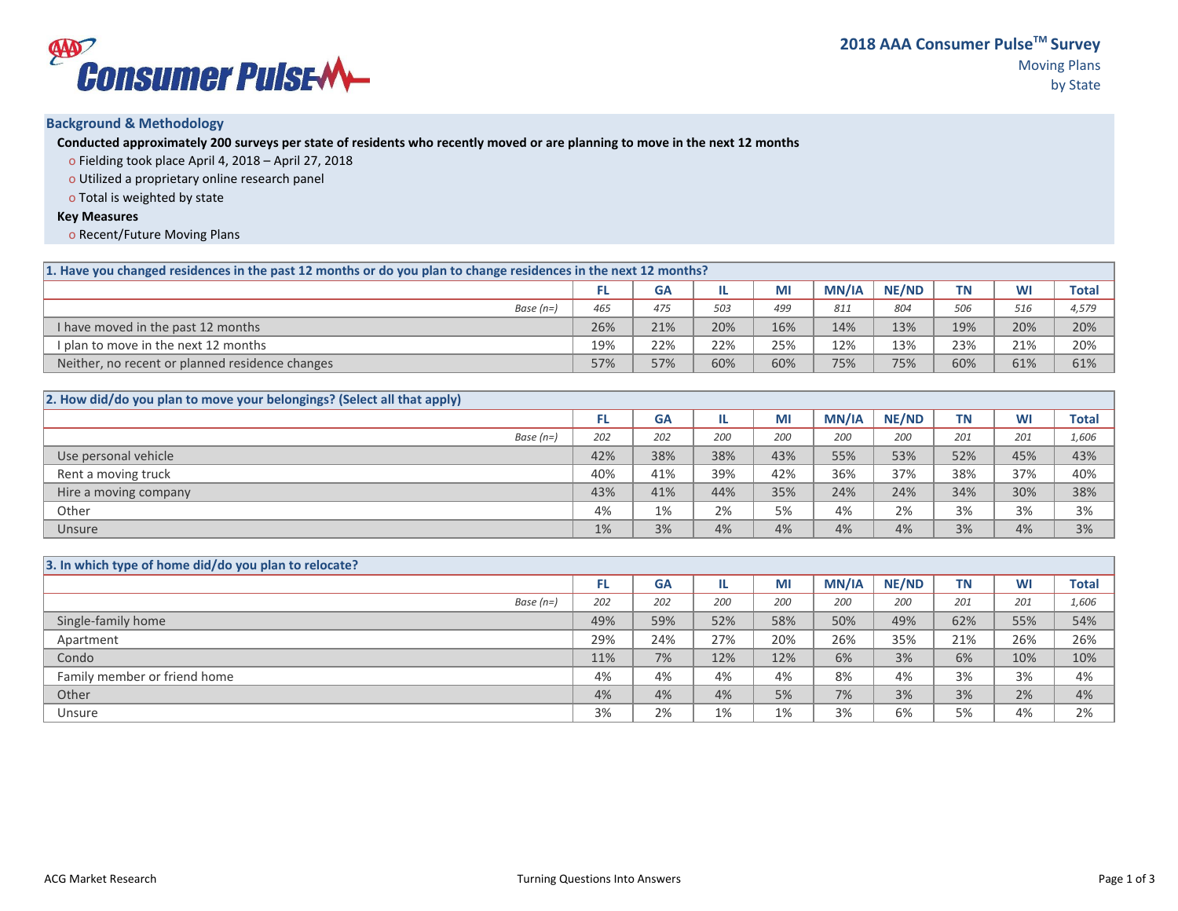# 2018 AAA Consumer Pulse™ Survey

Moving Plans
by State

## Background & Methodology

**Conducted approximately 200 surveys per state of residents who recently moved or are planning to move in the next 12 months**

- Fielding took place April 4, 2018 – April 27, 2018
- Utilized a proprietary online research panel
- Total is weighted by state

**Key Measures**

- Recent/Future Moving Plans

### 1. Have you changed residences in the past 12 months or do you plan to change residences in the next 12 months?

| | FL | GA | IL | MI | MN/IA | NE/ND | TN | WI | Total |
|---|---|---|---|---|---|---|---|---|---|
| *Base (n=)* | *465* | *475* | *503* | *499* | *811* | *804* | *506* | *516* | *4,579* |
| I have moved in the past 12 months | 26% | 21% | 20% | 16% | 14% | 13% | 19% | 20% | 20% |
| I plan to move in the next 12 months | 19% | 22% | 22% | 25% | 12% | 13% | 23% | 21% | 20% |
| Neither, no recent or planned residence changes | 57% | 57% | 60% | 60% | 75% | 75% | 60% | 61% | 61% |

### 2. How did/do you plan to move your belongings? (Select all that apply)

| | FL | GA | IL | MI | MN/IA | NE/ND | TN | WI | Total |
|---|---|---|---|---|---|---|---|---|---|
| *Base (n=)* | *202* | *202* | *200* | *200* | *200* | *200* | *201* | *201* | *1,606* |
| Use personal vehicle | 42% | 38% | 38% | 43% | 55% | 53% | 52% | 45% | 43% |
| Rent a moving truck | 40% | 41% | 39% | 42% | 36% | 37% | 38% | 37% | 40% |
| Hire a moving company | 43% | 41% | 44% | 35% | 24% | 24% | 34% | 30% | 38% |
| Other | 4% | 1% | 2% | 5% | 4% | 2% | 3% | 3% | 3% |
| Unsure | 1% | 3% | 4% | 4% | 4% | 4% | 3% | 4% | 3% |

### 3. In which type of home did/do you plan to relocate?

| | FL | GA | IL | MI | MN/IA | NE/ND | TN | WI | Total |
|---|---|---|---|---|---|---|---|---|---|
| *Base (n=)* | *202* | *202* | *200* | *200* | *200* | *200* | *201* | *201* | *1,606* |
| Single-family home | 49% | 59% | 52% | 58% | 50% | 49% | 62% | 55% | 54% |
| Apartment | 29% | 24% | 27% | 20% | 26% | 35% | 21% | 26% | 26% |
| Condo | 11% | 7% | 12% | 12% | 6% | 3% | 6% | 10% | 10% |
| Family member or friend home | 4% | 4% | 4% | 4% | 8% | 4% | 3% | 3% | 4% |
| Other | 4% | 4% | 4% | 5% | 7% | 3% | 3% | 2% | 4% |
| Unsure | 3% | 2% | 1% | 1% | 3% | 6% | 5% | 4% | 2% |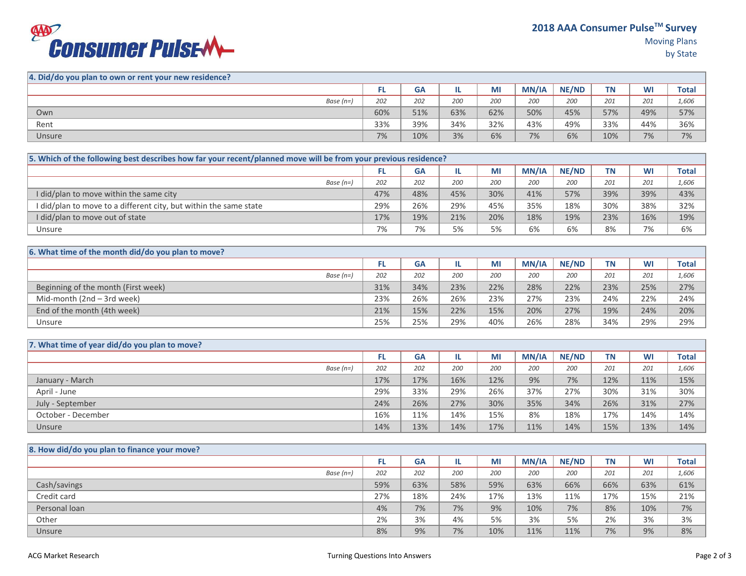# 2018 AAA Consumer Pulse™ Survey

Moving Plans
by State

| 4. Did/do you plan to own or rent your new residence? | FL | GA | IL | MI | MN/IA | NE/ND | TN | WI | Total |
|---|---|---|---|---|---|---|---|---|---|
| *Base (n=)* | *202* | *202* | *200* | *200* | *200* | *200* | *201* | *201* | *1,606* |
| Own | 60% | 51% | 63% | 62% | 50% | 45% | 57% | 49% | 57% |
| Rent | 33% | 39% | 34% | 32% | 43% | 49% | 33% | 44% | 36% |
| Unsure | 7% | 10% | 3% | 6% | 7% | 6% | 10% | 7% | 7% |

| 5. Which of the following best describes how far your recent/planned move will be from your previous residence? | FL | GA | IL | MI | MN/IA | NE/ND | TN | WI | Total |
|---|---|---|---|---|---|---|---|---|---|
| *Base (n=)* | *202* | *202* | *200* | *200* | *200* | *200* | *201* | *201* | *1,606* |
| I did/plan to move within the same city | 47% | 48% | 45% | 30% | 41% | 57% | 39% | 39% | 43% |
| I did/plan to move to a different city, but within the same state | 29% | 26% | 29% | 45% | 35% | 18% | 30% | 38% | 32% |
| I did/plan to move out of state | 17% | 19% | 21% | 20% | 18% | 19% | 23% | 16% | 19% |
| Unsure | 7% | 7% | 5% | 5% | 6% | 6% | 8% | 7% | 6% |

| 6. What time of the month did/do you plan to move? | FL | GA | IL | MI | MN/IA | NE/ND | TN | WI | Total |
|---|---|---|---|---|---|---|---|---|---|
| *Base (n=)* | *202* | *202* | *200* | *200* | *200* | *200* | *201* | *201* | *1,606* |
| Beginning of the month (First week) | 31% | 34% | 23% | 22% | 28% | 22% | 23% | 25% | 27% |
| Mid-month (2nd – 3rd week) | 23% | 26% | 26% | 23% | 27% | 23% | 24% | 22% | 24% |
| End of the month (4th week) | 21% | 15% | 22% | 15% | 20% | 27% | 19% | 24% | 20% |
| Unsure | 25% | 25% | 29% | 40% | 26% | 28% | 34% | 29% | 29% |

| 7. What time of year did/do you plan to move? | FL | GA | IL | MI | MN/IA | NE/ND | TN | WI | Total |
|---|---|---|---|---|---|---|---|---|---|
| *Base (n=)* | *202* | *202* | *200* | *200* | *200* | *200* | *201* | *201* | *1,606* |
| January - March | 17% | 17% | 16% | 12% | 9% | 7% | 12% | 11% | 15% |
| April - June | 29% | 33% | 29% | 26% | 37% | 27% | 30% | 31% | 30% |
| July - September | 24% | 26% | 27% | 30% | 35% | 34% | 26% | 31% | 27% |
| October - December | 16% | 11% | 14% | 15% | 8% | 18% | 17% | 14% | 14% |
| Unsure | 14% | 13% | 14% | 17% | 11% | 14% | 15% | 13% | 14% |

| 8. How did/do you plan to finance your move? | FL | GA | IL | MI | MN/IA | NE/ND | TN | WI | Total |
|---|---|---|---|---|---|---|---|---|---|
| *Base (n=)* | *202* | *202* | *200* | *200* | *200* | *200* | *201* | *201* | *1,606* |
| Cash/savings | 59% | 63% | 58% | 59% | 63% | 66% | 66% | 63% | 61% |
| Credit card | 27% | 18% | 24% | 17% | 13% | 11% | 17% | 15% | 21% |
| Personal loan | 4% | 7% | 7% | 9% | 10% | 7% | 8% | 10% | 7% |
| Other | 2% | 3% | 4% | 5% | 3% | 5% | 2% | 3% | 3% |
| Unsure | 8% | 9% | 7% | 10% | 11% | 11% | 7% | 9% | 8% |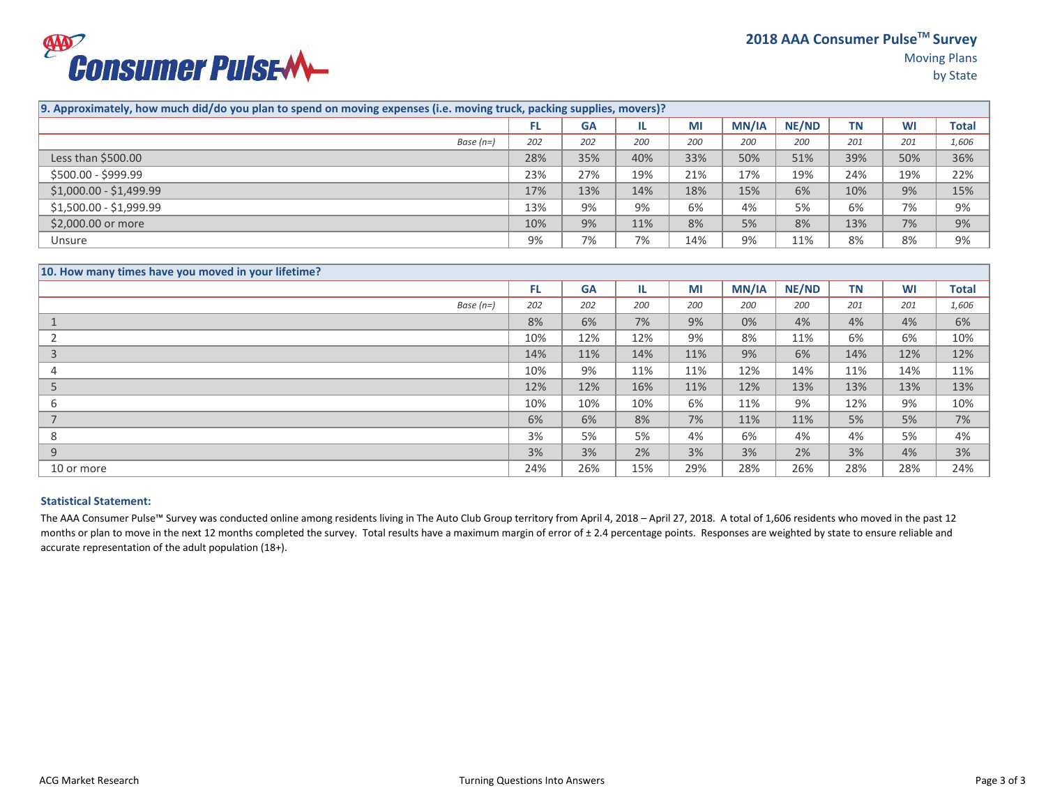# 2018 AAA Consumer Pulse™ Survey

Moving Plans
by State

| 9. Approximately, how much did/do you plan to spend on moving expenses (i.e. moving truck, packing supplies, movers)? | FL | GA | IL | MI | MN/IA | NE/ND | TN | WI | Total |
|---|---|---|---|---|---|---|---|---|---|
| *Base (n=)* | *202* | *202* | *200* | *200* | *200* | *200* | *201* | *201* | *1,606* |
| Less than $500.00 | 28% | 35% | 40% | 33% | 50% | 51% | 39% | 50% | 36% |
| $500.00 - $999.99 | 23% | 27% | 19% | 21% | 17% | 19% | 24% | 19% | 22% |
| $1,000.00 - $1,499.99 | 17% | 13% | 14% | 18% | 15% | 6% | 10% | 9% | 15% |
| $1,500.00 - $1,999.99 | 13% | 9% | 9% | 6% | 4% | 5% | 6% | 7% | 9% |
| $2,000.00 or more | 10% | 9% | 11% | 8% | 5% | 8% | 13% | 7% | 9% |
| Unsure | 9% | 7% | 7% | 14% | 9% | 11% | 8% | 8% | 9% |

| 10. How many times have you moved in your lifetime? | FL | GA | IL | MI | MN/IA | NE/ND | TN | WI | Total |
|---|---|---|---|---|---|---|---|---|---|
| *Base (n=)* | *202* | *202* | *200* | *200* | *200* | *200* | *201* | *201* | *1,606* |
| 1 | 8% | 6% | 7% | 9% | 0% | 4% | 4% | 4% | 6% |
| 2 | 10% | 12% | 12% | 9% | 8% | 11% | 6% | 6% | 10% |
| 3 | 14% | 11% | 14% | 11% | 9% | 6% | 14% | 12% | 12% |
| 4 | 10% | 9% | 11% | 11% | 12% | 14% | 11% | 14% | 11% |
| 5 | 12% | 12% | 16% | 11% | 12% | 13% | 13% | 13% | 13% |
| 6 | 10% | 10% | 10% | 6% | 11% | 9% | 12% | 9% | 10% |
| 7 | 6% | 6% | 8% | 7% | 11% | 11% | 5% | 5% | 7% |
| 8 | 3% | 5% | 5% | 4% | 6% | 4% | 4% | 5% | 4% |
| 9 | 3% | 3% | 2% | 3% | 3% | 2% | 3% | 4% | 3% |
| 10 or more | 24% | 26% | 15% | 29% | 28% | 26% | 28% | 28% | 24% |

**Statistical Statement:**

The AAA Consumer Pulse™ Survey was conducted online among residents living in The Auto Club Group territory from April 4, 2018 – April 27, 2018. A total of 1,606 residents who moved in the past 12 months or plan to move in the next 12 months completed the survey. Total results have a maximum margin of error of ± 2.4 percentage points. Responses are weighted by state to ensure reliable and accurate representation of the adult population (18+).